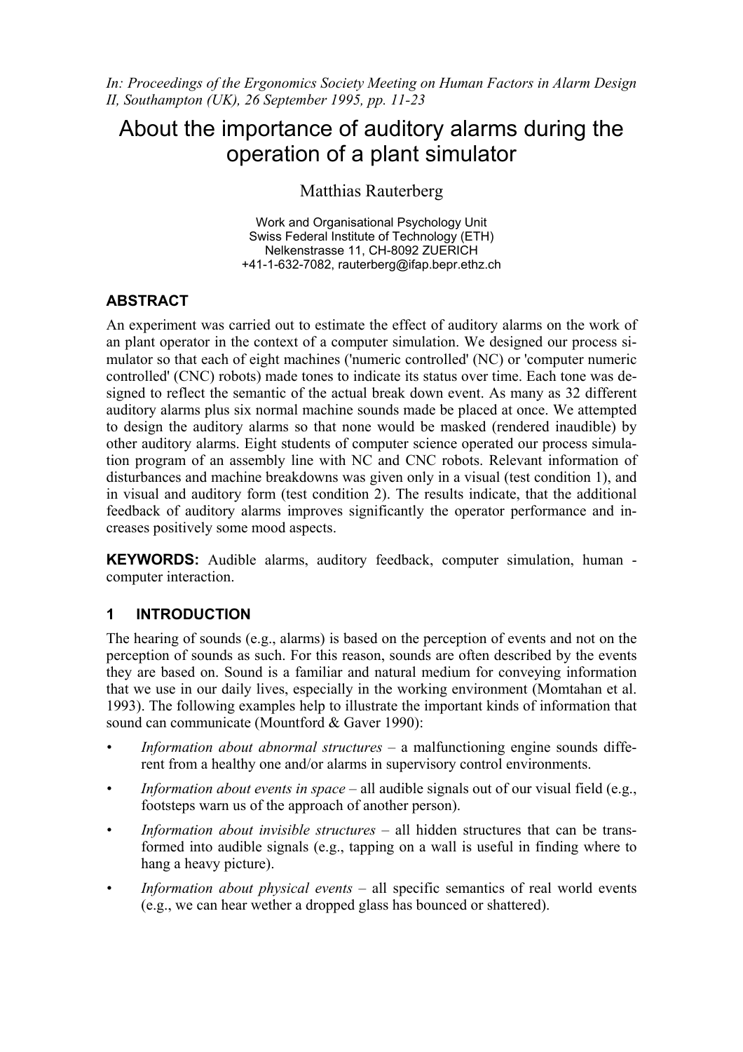*In: Proceedings of the Ergonomics Society Meeting on Human Factors in Alarm Design II, Southampton (UK), 26 September 1995, pp. 11-23*

# About the importance of auditory alarms during the operation of a plant simulator

Matthias Rauterberg

Work and Organisational Psychology Unit
Swiss Federal Institute of Technology (ETH)
Nelkenstrasse 11, CH-8092 ZUERICH
+41-1-632-7082, rauterberg@ifap.bepr.ethz.ch

## ABSTRACT

An experiment was carried out to estimate the effect of auditory alarms on the work of an plant operator in the context of a computer simulation. We designed our process simulator so that each of eight machines ('numeric controlled' (NC) or 'computer numeric controlled' (CNC) robots) made tones to indicate its status over time. Each tone was designed to reflect the semantic of the actual break down event. As many as 32 different auditory alarms plus six normal machine sounds made be placed at once. We attempted to design the auditory alarms so that none would be masked (rendered inaudible) by other auditory alarms. Eight students of computer science operated our process simulation program of an assembly line with NC and CNC robots. Relevant information of disturbances and machine breakdowns was given only in a visual (test condition 1), and in visual and auditory form (test condition 2). The results indicate, that the additional feedback of auditory alarms improves significantly the operator performance and increases positively some mood aspects.

**KEYWORDS:** Audible alarms, auditory feedback, computer simulation, human - computer interaction.

## 1 INTRODUCTION

The hearing of sounds (e.g., alarms) is based on the perception of events and not on the perception of sounds as such. For this reason, sounds are often described by the events they are based on. Sound is a familiar and natural medium for conveying information that we use in our daily lives, especially in the working environment (Momtahan et al. 1993). The following examples help to illustrate the important kinds of information that sound can communicate (Mountford & Gaver 1990):

- *Information about abnormal structures* – a malfunctioning engine sounds different from a healthy one and/or alarms in supervisory control environments.
- *Information about events in space* – all audible signals out of our visual field (e.g., footsteps warn us of the approach of another person).
- *Information about invisible structures* – all hidden structures that can be transformed into audible signals (e.g., tapping on a wall is useful in finding where to hang a heavy picture).
- *Information about physical events* – all specific semantics of real world events (e.g., we can hear wether a dropped glass has bounced or shattered).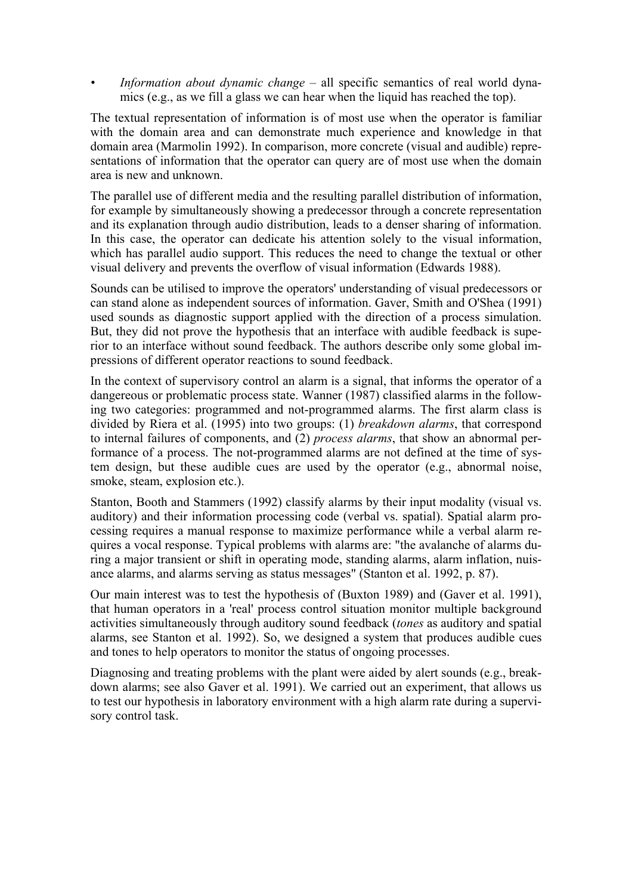- *Information about dynamic change* – all specific semantics of real world dynamics (e.g., as we fill a glass we can hear when the liquid has reached the top).

The textual representation of information is of most use when the operator is familiar with the domain area and can demonstrate much experience and knowledge in that domain area (Marmolin 1992). In comparison, more concrete (visual and audible) representations of information that the operator can query are of most use when the domain area is new and unknown.

The parallel use of different media and the resulting parallel distribution of information, for example by simultaneously showing a predecessor through a concrete representation and its explanation through audio distribution, leads to a denser sharing of information. In this case, the operator can dedicate his attention solely to the visual information, which has parallel audio support. This reduces the need to change the textual or other visual delivery and prevents the overflow of visual information (Edwards 1988).

Sounds can be utilised to improve the operators' understanding of visual predecessors or can stand alone as independent sources of information. Gaver, Smith and O'Shea (1991) used sounds as diagnostic support applied with the direction of a process simulation. But, they did not prove the hypothesis that an interface with audible feedback is superior to an interface without sound feedback. The authors describe only some global impressions of different operator reactions to sound feedback.

In the context of supervisory control an alarm is a signal, that informs the operator of a dangereous or problematic process state. Wanner (1987) classified alarms in the following two categories: programmed and not-programmed alarms. The first alarm class is divided by Riera et al. (1995) into two groups: (1) *breakdown alarms*, that correspond to internal failures of components, and (2) *process alarms*, that show an abnormal performance of a process. The not-programmed alarms are not defined at the time of system design, but these audible cues are used by the operator (e.g., abnormal noise, smoke, steam, explosion etc.).

Stanton, Booth and Stammers (1992) classify alarms by their input modality (visual vs. auditory) and their information processing code (verbal vs. spatial). Spatial alarm processing requires a manual response to maximize performance while a verbal alarm requires a vocal response. Typical problems with alarms are: "the avalanche of alarms during a major transient or shift in operating mode, standing alarms, alarm inflation, nuisance alarms, and alarms serving as status messages" (Stanton et al. 1992, p. 87).

Our main interest was to test the hypothesis of (Buxton 1989) and (Gaver et al. 1991), that human operators in a 'real' process control situation monitor multiple background activities simultaneously through auditory sound feedback (*tones* as auditory and spatial alarms, see Stanton et al. 1992). So, we designed a system that produces audible cues and tones to help operators to monitor the status of ongoing processes.

Diagnosing and treating problems with the plant were aided by alert sounds (e.g., breakdown alarms; see also Gaver et al. 1991). We carried out an experiment, that allows us to test our hypothesis in laboratory environment with a high alarm rate during a supervisory control task.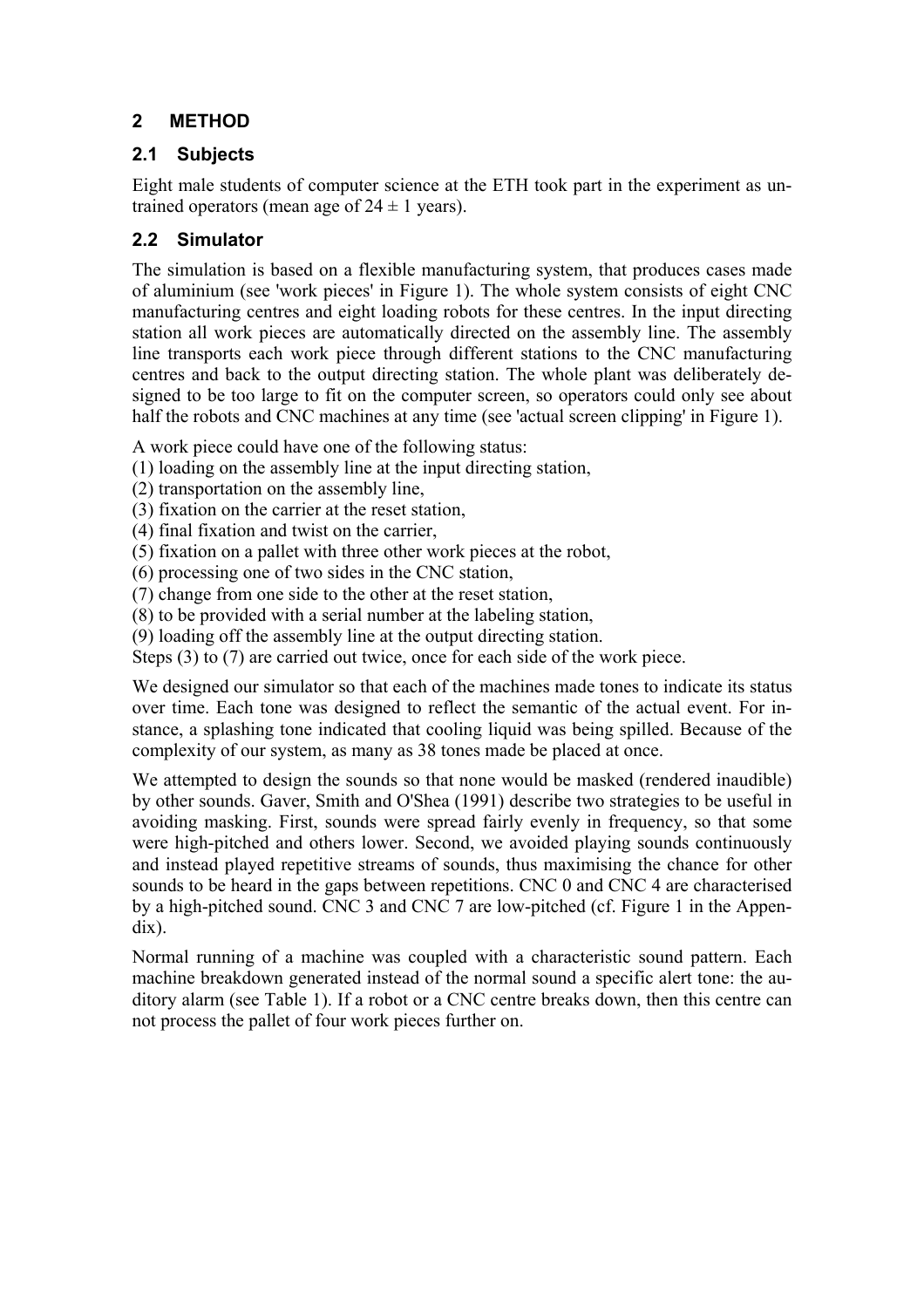## 2 METHOD

### 2.1 Subjects

Eight male students of computer science at the ETH took part in the experiment as untrained operators (mean age of $24 \pm 1$ years).

### 2.2 Simulator

The simulation is based on a flexible manufacturing system, that produces cases made of aluminium (see 'work pieces' in Figure 1). The whole system consists of eight CNC manufacturing centres and eight loading robots for these centres. In the input directing station all work pieces are automatically directed on the assembly line. The assembly line transports each work piece through different stations to the CNC manufacturing centres and back to the output directing station. The whole plant was deliberately designed to be too large to fit on the computer screen, so operators could only see about half the robots and CNC machines at any time (see 'actual screen clipping' in Figure 1).

A work piece could have one of the following status:
(1) loading on the assembly line at the input directing station,
(2) transportation on the assembly line,
(3) fixation on the carrier at the reset station,
(4) final fixation and twist on the carrier,
(5) fixation on a pallet with three other work pieces at the robot,
(6) processing one of two sides in the CNC station,
(7) change from one side to the other at the reset station,
(8) to be provided with a serial number at the labeling station,
(9) loading off the assembly line at the output directing station.
Steps (3) to (7) are carried out twice, once for each side of the work piece.

We designed our simulator so that each of the machines made tones to indicate its status over time. Each tone was designed to reflect the semantic of the actual event. For instance, a splashing tone indicated that cooling liquid was being spilled. Because of the complexity of our system, as many as 38 tones made be placed at once.

We attempted to design the sounds so that none would be masked (rendered inaudible) by other sounds. Gaver, Smith and O'Shea (1991) describe two strategies to be useful in avoiding masking. First, sounds were spread fairly evenly in frequency, so that some were high-pitched and others lower. Second, we avoided playing sounds continuously and instead played repetitive streams of sounds, thus maximising the chance for other sounds to be heard in the gaps between repetitions. CNC 0 and CNC 4 are characterised by a high-pitched sound. CNC 3 and CNC 7 are low-pitched (cf. Figure 1 in the Appendix).

Normal running of a machine was coupled with a characteristic sound pattern. Each machine breakdown generated instead of the normal sound a specific alert tone: the auditory alarm (see Table 1). If a robot or a CNC centre breaks down, then this centre can not process the pallet of four work pieces further on.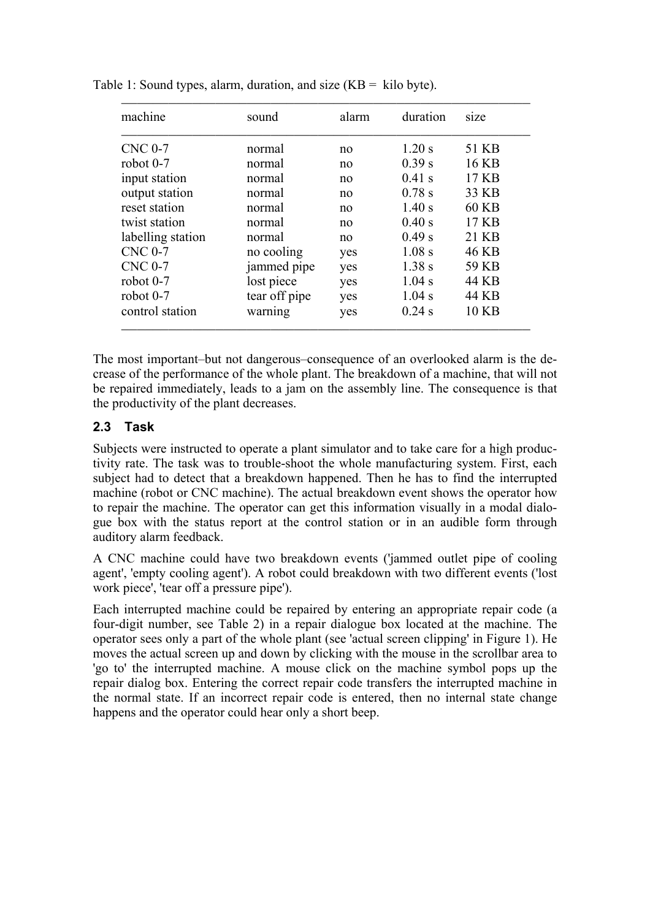Table 1: Sound types, alarm, duration, and size (KB = kilo byte).

| machine | sound | alarm | duration | size |
|---|---|---|---|---|
| CNC 0-7 | normal | no | 1.20 s | 51 KB |
| robot 0-7 | normal | no | 0.39 s | 16 KB |
| input station | normal | no | 0.41 s | 17 KB |
| output station | normal | no | 0.78 s | 33 KB |
| reset station | normal | no | 1.40 s | 60 KB |
| twist station | normal | no | 0.40 s | 17 KB |
| labelling station | normal | no | 0.49 s | 21 KB |
| CNC 0-7 | no cooling | yes | 1.08 s | 46 KB |
| CNC 0-7 | jammed pipe | yes | 1.38 s | 59 KB |
| robot 0-7 | lost piece | yes | 1.04 s | 44 KB |
| robot 0-7 | tear off pipe | yes | 1.04 s | 44 KB |
| control station | warning | yes | 0.24 s | 10 KB |

The most important–but not dangerous–consequence of an overlooked alarm is the decrease of the performance of the whole plant. The breakdown of a machine, that will not be repaired immediately, leads to a jam on the assembly line. The consequence is that the productivity of the plant decreases.

### 2.3 Task

Subjects were instructed to operate a plant simulator and to take care for a high productivity rate. The task was to trouble-shoot the whole manufacturing system. First, each subject had to detect that a breakdown happened. Then he has to find the interrupted machine (robot or CNC machine). The actual breakdown event shows the operator how to repair the machine. The operator can get this information visually in a modal dialogue box with the status report at the control station or in an audible form through auditory alarm feedback.

A CNC machine could have two breakdown events ('jammed outlet pipe of cooling agent', 'empty cooling agent'). A robot could breakdown with two different events ('lost work piece', 'tear off a pressure pipe').

Each interrupted machine could be repaired by entering an appropriate repair code (a four-digit number, see Table 2) in a repair dialogue box located at the machine. The operator sees only a part of the whole plant (see 'actual screen clipping' in Figure 1). He moves the actual screen up and down by clicking with the mouse in the scrollbar area to 'go to' the interrupted machine. A mouse click on the machine symbol pops up the repair dialog box. Entering the correct repair code transfers the interrupted machine in the normal state. If an incorrect repair code is entered, then no internal state change happens and the operator could hear only a short beep.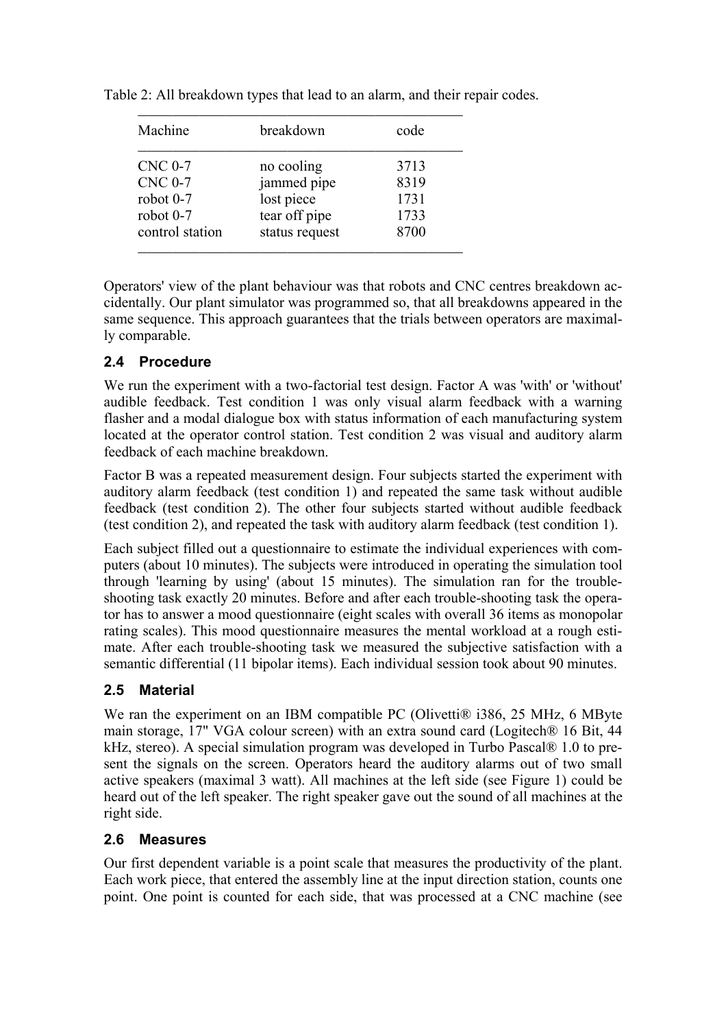Table 2: All breakdown types that lead to an alarm, and their repair codes.

| Machine | breakdown | code |
| --- | --- | --- |
| CNC 0-7 | no cooling | 3713 |
| CNC 0-7 | jammed pipe | 8319 |
| robot 0-7 | lost piece | 1731 |
| robot 0-7 | tear off pipe | 1733 |
| control station | status request | 8700 |

Operators' view of the plant behaviour was that robots and CNC centres breakdown accidentally. Our plant simulator was programmed so, that all breakdowns appeared in the same sequence. This approach guarantees that the trials between operators are maximally comparable.

### 2.4 Procedure

We run the experiment with a two-factorial test design. Factor A was 'with' or 'without' audible feedback. Test condition 1 was only visual alarm feedback with a warning flasher and a modal dialogue box with status information of each manufacturing system located at the operator control station. Test condition 2 was visual and auditory alarm feedback of each machine breakdown.

Factor B was a repeated measurement design. Four subjects started the experiment with auditory alarm feedback (test condition 1) and repeated the same task without audible feedback (test condition 2). The other four subjects started without audible feedback (test condition 2), and repeated the task with auditory alarm feedback (test condition 1).

Each subject filled out a questionnaire to estimate the individual experiences with computers (about 10 minutes). The subjects were introduced in operating the simulation tool through 'learning by using' (about 15 minutes). The simulation ran for the trouble-shooting task exactly 20 minutes. Before and after each trouble-shooting task the operator has to answer a mood questionnaire (eight scales with overall 36 items as monopolar rating scales). This mood questionnaire measures the mental workload at a rough estimate. After each trouble-shooting task we measured the subjective satisfaction with a semantic differential (11 bipolar items). Each individual session took about 90 minutes.

### 2.5 Material

We ran the experiment on an IBM compatible PC (Olivetti® i386, 25 MHz, 6 MByte main storage, 17" VGA colour screen) with an extra sound card (Logitech® 16 Bit, 44 kHz, stereo). A special simulation program was developed in Turbo Pascal® 1.0 to present the signals on the screen. Operators heard the auditory alarms out of two small active speakers (maximal 3 watt). All machines at the left side (see Figure 1) could be heard out of the left speaker. The right speaker gave out the sound of all machines at the right side.

### 2.6 Measures

Our first dependent variable is a point scale that measures the productivity of the plant. Each work piece, that entered the assembly line at the input direction station, counts one point. One point is counted for each side, that was processed at a CNC machine (see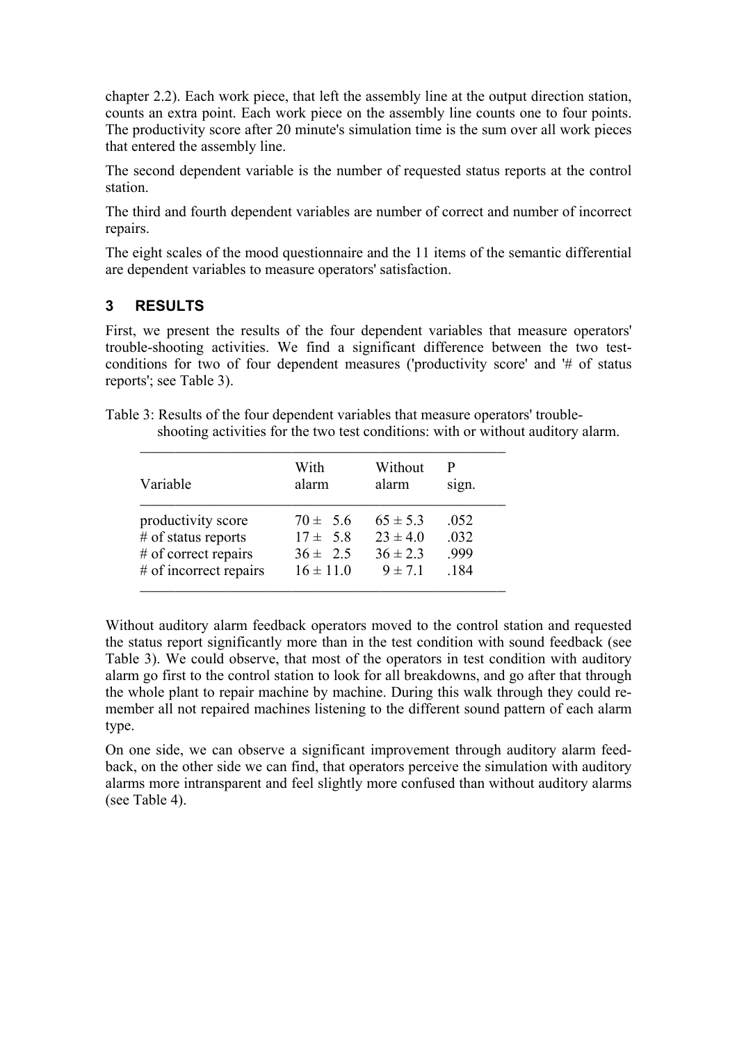chapter 2.2). Each work piece, that left the assembly line at the output direction station, counts an extra point. Each work piece on the assembly line counts one to four points. The productivity score after 20 minute's simulation time is the sum over all work pieces that entered the assembly line.

The second dependent variable is the number of requested status reports at the control station.

The third and fourth dependent variables are number of correct and number of incorrect repairs.

The eight scales of the mood questionnaire and the 11 items of the semantic differential are dependent variables to measure operators' satisfaction.

## 3 RESULTS

First, we present the results of the four dependent variables that measure operators' trouble-shooting activities. We find a significant difference between the two test-conditions for two of four dependent measures ('productivity score' and '# of status reports'; see Table 3).

Table 3: Results of the four dependent variables that measure operators' trouble-shooting activities for the two test conditions: with or without auditory alarm.

| Variable | With alarm | Without alarm | P sign. |
|---|---|---|---|
| productivity score | $70 \pm 5.6$ | $65 \pm 5.3$ | .052 |
| # of status reports | $17 \pm 5.8$ | $23 \pm 4.0$ | .032 |
| # of correct repairs | $36 \pm 2.5$ | $36 \pm 2.3$ | .999 |
| # of incorrect repairs | $16 \pm 11.0$ | $9 \pm 7.1$ | .184 |

Without auditory alarm feedback operators moved to the control station and requested the status report significantly more than in the test condition with sound feedback (see Table 3). We could observe, that most of the operators in test condition with auditory alarm go first to the control station to look for all breakdowns, and go after that through the whole plant to repair machine by machine. During this walk through they could remember all not repaired machines listening to the different sound pattern of each alarm type.

On one side, we can observe a significant improvement through auditory alarm feedback, on the other side we can find, that operators perceive the simulation with auditory alarms more intransparent and feel slightly more confused than without auditory alarms (see Table 4).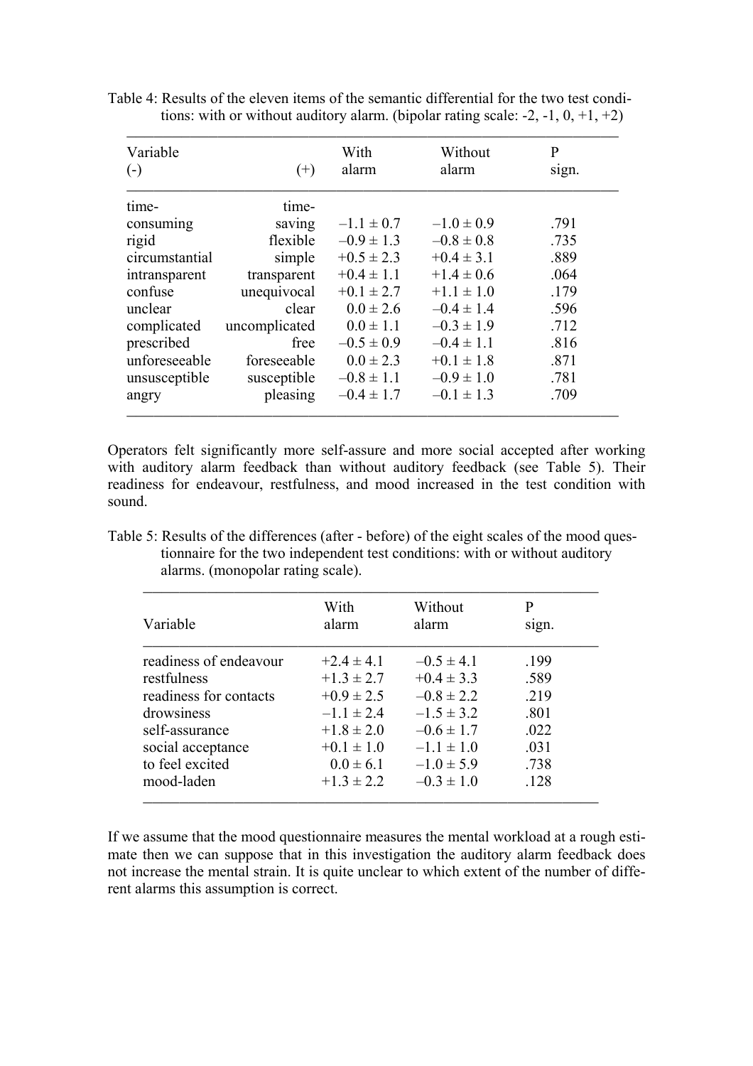Table 4: Results of the eleven items of the semantic differential for the two test conditions: with or without auditory alarm. (bipolar rating scale: -2, -1, 0, +1, +2)

| Variable (-) | (+) | With alarm | Without alarm | P sign. |
|---|---|---|---|---|
| time-consuming | time-saving | –1.1 ± 0.7 | –1.0 ± 0.9 | .791 |
| rigid | flexible | –0.9 ± 1.3 | –0.8 ± 0.8 | .735 |
| circumstantial | simple | +0.5 ± 2.3 | +0.4 ± 3.1 | .889 |
| intransparent | transparent | +0.4 ± 1.1 | +1.4 ± 0.6 | .064 |
| confuse | unequivocal | +0.1 ± 2.7 | +1.1 ± 1.0 | .179 |
| unclear | clear | 0.0 ± 2.6 | –0.4 ± 1.4 | .596 |
| complicated | uncomplicated | 0.0 ± 1.1 | –0.3 ± 1.9 | .712 |
| prescribed | free | –0.5 ± 0.9 | –0.4 ± 1.1 | .816 |
| unforeseeable | foreseeable | 0.0 ± 2.3 | +0.1 ± 1.8 | .871 |
| unsusceptible | susceptible | –0.8 ± 1.1 | –0.9 ± 1.0 | .781 |
| angry | pleasing | –0.4 ± 1.7 | –0.1 ± 1.3 | .709 |

Operators felt significantly more self-assure and more social accepted after working with auditory alarm feedback than without auditory feedback (see Table 5). Their readiness for endeavour, restfulness, and mood increased in the test condition with sound.

Table 5: Results of the differences (after - before) of the eight scales of the mood questionnaire for the two independent test conditions: with or without auditory alarms. (monopolar rating scale).

| Variable | With alarm | Without alarm | P sign. |
|---|---|---|---|
| readiness of endeavour | +2.4 ± 4.1 | –0.5 ± 4.1 | .199 |
| restfulness | +1.3 ± 2.7 | +0.4 ± 3.3 | .589 |
| readiness for contacts | +0.9 ± 2.5 | –0.8 ± 2.2 | .219 |
| drowsiness | –1.1 ± 2.4 | –1.5 ± 3.2 | .801 |
| self-assurance | +1.8 ± 2.0 | –0.6 ± 1.7 | .022 |
| social acceptance | +0.1 ± 1.0 | –1.1 ± 1.0 | .031 |
| to feel excited | 0.0 ± 6.1 | –1.0 ± 5.9 | .738 |
| mood-laden | +1.3 ± 2.2 | –0.3 ± 1.0 | .128 |

If we assume that the mood questionnaire measures the mental workload at a rough estimate then we can suppose that in this investigation the auditory alarm feedback does not increase the mental strain. It is quite unclear to which extent of the number of different alarms this assumption is correct.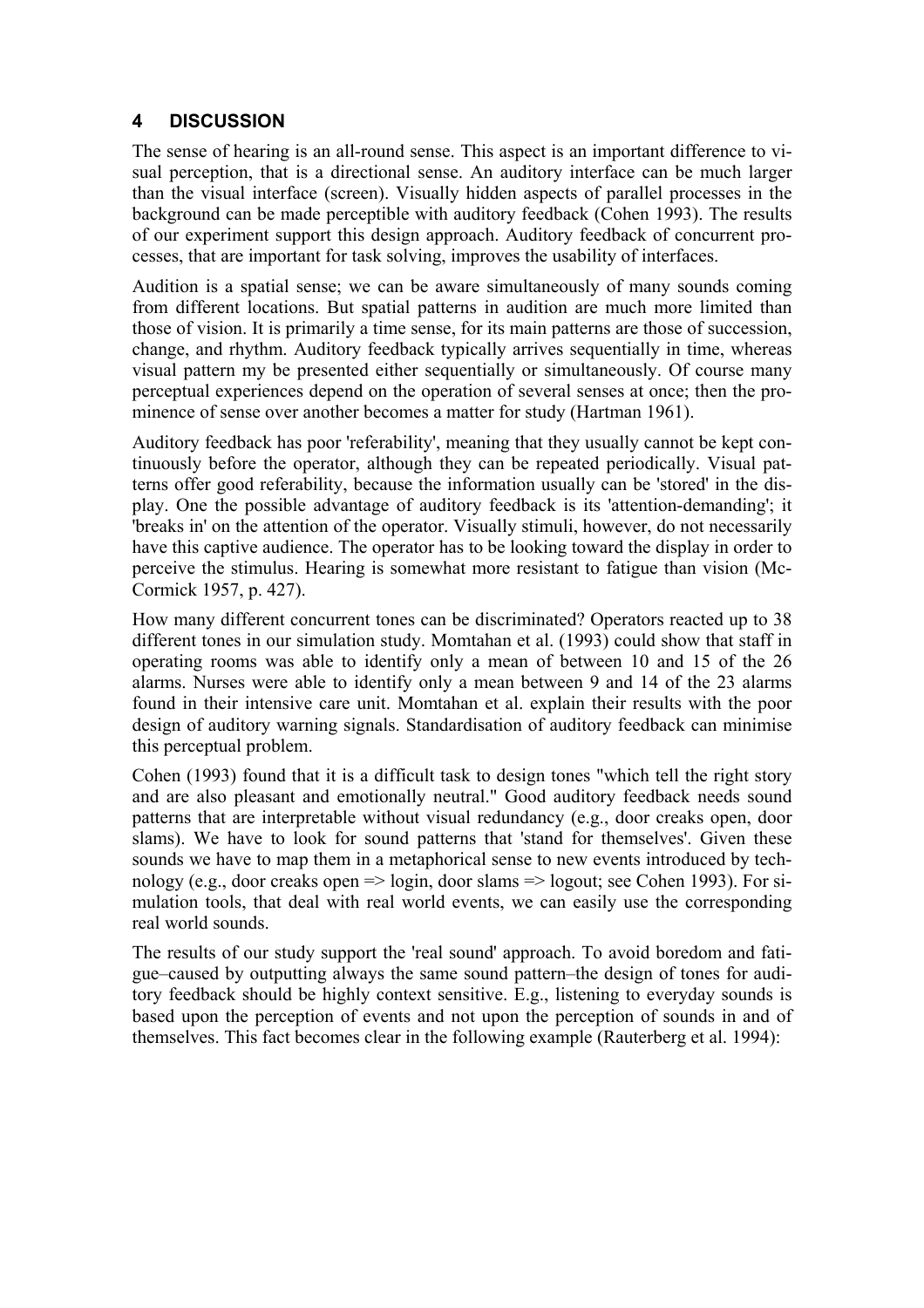## 4 DISCUSSION

The sense of hearing is an all-round sense. This aspect is an important difference to visual perception, that is a directional sense. An auditory interface can be much larger than the visual interface (screen). Visually hidden aspects of parallel processes in the background can be made perceptible with auditory feedback (Cohen 1993). The results of our experiment support this design approach. Auditory feedback of concurrent processes, that are important for task solving, improves the usability of interfaces.

Audition is a spatial sense; we can be aware simultaneously of many sounds coming from different locations. But spatial patterns in audition are much more limited than those of vision. It is primarily a time sense, for its main patterns are those of succession, change, and rhythm. Auditory feedback typically arrives sequentially in time, whereas visual pattern my be presented either sequentially or simultaneously. Of course many perceptual experiences depend on the operation of several senses at once; then the prominence of sense over another becomes a matter for study (Hartman 1961).

Auditory feedback has poor 'referability', meaning that they usually cannot be kept continuously before the operator, although they can be repeated periodically. Visual patterns offer good referability, because the information usually can be 'stored' in the display. One the possible advantage of auditory feedback is its 'attention-demanding'; it 'breaks in' on the attention of the operator. Visually stimuli, however, do not necessarily have this captive audience. The operator has to be looking toward the display in order to perceive the stimulus. Hearing is somewhat more resistant to fatigue than vision (McCormick 1957, p. 427).

How many different concurrent tones can be discriminated? Operators reacted up to 38 different tones in our simulation study. Momtahan et al. (1993) could show that staff in operating rooms was able to identify only a mean of between 10 and 15 of the 26 alarms. Nurses were able to identify only a mean between 9 and 14 of the 23 alarms found in their intensive care unit. Momtahan et al. explain their results with the poor design of auditory warning signals. Standardisation of auditory feedback can minimise this perceptual problem.

Cohen (1993) found that it is a difficult task to design tones "which tell the right story and are also pleasant and emotionally neutral." Good auditory feedback needs sound patterns that are interpretable without visual redundancy (e.g., door creaks open, door slams). We have to look for sound patterns that 'stand for themselves'. Given these sounds we have to map them in a metaphorical sense to new events introduced by technology (e.g., door creaks open => login, door slams => logout; see Cohen 1993). For simulation tools, that deal with real world events, we can easily use the corresponding real world sounds.

The results of our study support the 'real sound' approach. To avoid boredom and fatigue–caused by outputting always the same sound pattern–the design of tones for auditory feedback should be highly context sensitive. E.g., listening to everyday sounds is based upon the perception of events and not upon the perception of sounds in and of themselves. This fact becomes clear in the following example (Rauterberg et al. 1994):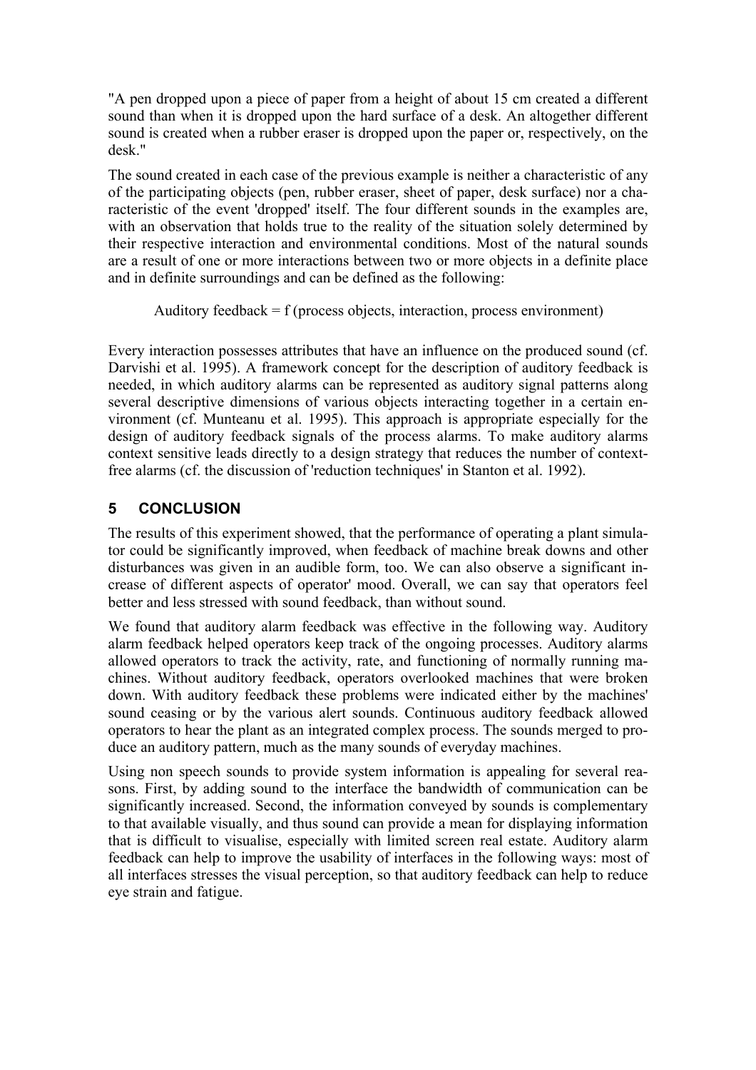"A pen dropped upon a piece of paper from a height of about 15 cm created a different sound than when it is dropped upon the hard surface of a desk. An altogether different sound is created when a rubber eraser is dropped upon the paper or, respectively, on the desk."

The sound created in each case of the previous example is neither a characteristic of any of the participating objects (pen, rubber eraser, sheet of paper, desk surface) nor a characteristic of the event 'dropped' itself. The four different sounds in the examples are, with an observation that holds true to the reality of the situation solely determined by their respective interaction and environmental conditions. Most of the natural sounds are a result of one or more interactions between two or more objects in a definite place and in definite surroundings and can be defined as the following:

Auditory feedback = f (process objects, interaction, process environment)

Every interaction possesses attributes that have an influence on the produced sound (cf. Darvishi et al. 1995). A framework concept for the description of auditory feedback is needed, in which auditory alarms can be represented as auditory signal patterns along several descriptive dimensions of various objects interacting together in a certain environment (cf. Munteanu et al. 1995). This approach is appropriate especially for the design of auditory feedback signals of the process alarms. To make auditory alarms context sensitive leads directly to a design strategy that reduces the number of context-free alarms (cf. the discussion of 'reduction techniques' in Stanton et al. 1992).

## 5 CONCLUSION

The results of this experiment showed, that the performance of operating a plant simulator could be significantly improved, when feedback of machine break downs and other disturbances was given in an audible form, too. We can also observe a significant increase of different aspects of operator' mood. Overall, we can say that operators feel better and less stressed with sound feedback, than without sound.

We found that auditory alarm feedback was effective in the following way. Auditory alarm feedback helped operators keep track of the ongoing processes. Auditory alarms allowed operators to track the activity, rate, and functioning of normally running machines. Without auditory feedback, operators overlooked machines that were broken down. With auditory feedback these problems were indicated either by the machines' sound ceasing or by the various alert sounds. Continuous auditory feedback allowed operators to hear the plant as an integrated complex process. The sounds merged to produce an auditory pattern, much as the many sounds of everyday machines.

Using non speech sounds to provide system information is appealing for several reasons. First, by adding sound to the interface the bandwidth of communication can be significantly increased. Second, the information conveyed by sounds is complementary to that available visually, and thus sound can provide a mean for displaying information that is difficult to visualise, especially with limited screen real estate. Auditory alarm feedback can help to improve the usability of interfaces in the following ways: most of all interfaces stresses the visual perception, so that auditory feedback can help to reduce eye strain and fatigue.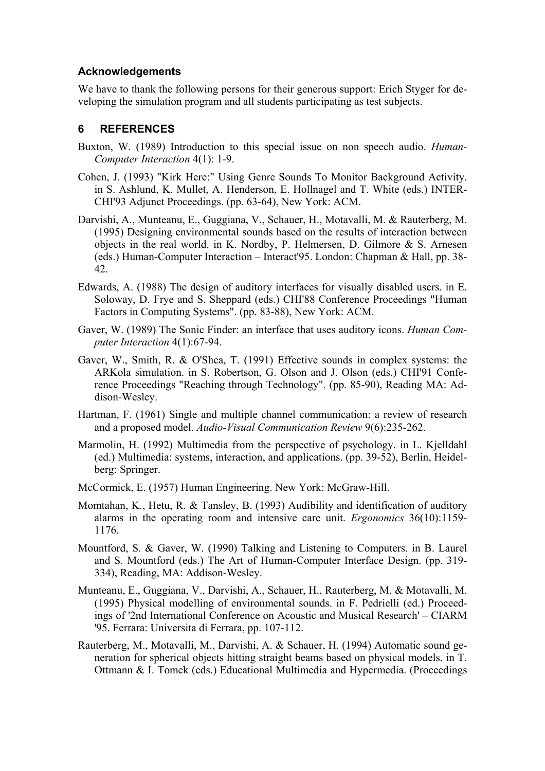### Acknowledgements

We have to thank the following persons for their generous support: Erich Styger for developing the simulation program and all students participating as test subjects.

## 6 REFERENCES

Buxton, W. (1989) Introduction to this special issue on non speech audio. *Human-Computer Interaction* 4(1): 1-9.

Cohen, J. (1993) "Kirk Here:" Using Genre Sounds To Monitor Background Activity. in S. Ashlund, K. Mullet, A. Henderson, E. Hollnagel and T. White (eds.) INTERCHI'93 Adjunct Proceedings. (pp. 63-64), New York: ACM.

Darvishi, A., Munteanu, E., Guggiana, V., Schauer, H., Motavalli, M. & Rauterberg, M. (1995) Designing environmental sounds based on the results of interaction between objects in the real world. in K. Nordby, P. Helmersen, D. Gilmore & S. Arnesen (eds.) Human-Computer Interaction – Interact'95. London: Chapman & Hall, pp. 38-42.

Edwards, A. (1988) The design of auditory interfaces for visually disabled users. in E. Soloway, D. Frye and S. Sheppard (eds.) CHI'88 Conference Proceedings "Human Factors in Computing Systems". (pp. 83-88), New York: ACM.

Gaver, W. (1989) The Sonic Finder: an interface that uses auditory icons. *Human Computer Interaction* 4(1):67-94.

Gaver, W., Smith, R. & O'Shea, T. (1991) Effective sounds in complex systems: the ARKola simulation. in S. Robertson, G. Olson and J. Olson (eds.) CHI'91 Conference Proceedings "Reaching through Technology". (pp. 85-90), Reading MA: Addison-Wesley.

Hartman, F. (1961) Single and multiple channel communication: a review of research and a proposed model. *Audio-Visual Communication Review* 9(6):235-262.

Marmolin, H. (1992) Multimedia from the perspective of psychology. in L. Kjelldahl (ed.) Multimedia: systems, interaction, and applications. (pp. 39-52), Berlin, Heidelberg: Springer.

McCormick, E. (1957) Human Engineering. New York: McGraw-Hill.

Momtahan, K., Hetu, R. & Tansley, B. (1993) Audibility and identification of auditory alarms in the operating room and intensive care unit. *Ergonomics* 36(10):1159-1176.

Mountford, S. & Gaver, W. (1990) Talking and Listening to Computers. in B. Laurel and S. Mountford (eds.) The Art of Human-Computer Interface Design. (pp. 319-334), Reading, MA: Addison-Wesley.

Munteanu, E., Guggiana, V., Darvishi, A., Schauer, H., Rauterberg, M. & Motavalli, M. (1995) Physical modelling of environmental sounds. in F. Pedrielli (ed.) Proceedings of '2nd International Conference on Acoustic and Musical Research' – CIARM '95. Ferrara: Universita di Ferrara, pp. 107-112.

Rauterberg, M., Motavalli, M., Darvishi, A. & Schauer, H. (1994) Automatic sound generation for spherical objects hitting straight beams based on physical models. in T. Ottmann & I. Tomek (eds.) Educational Multimedia and Hypermedia. (Proceedings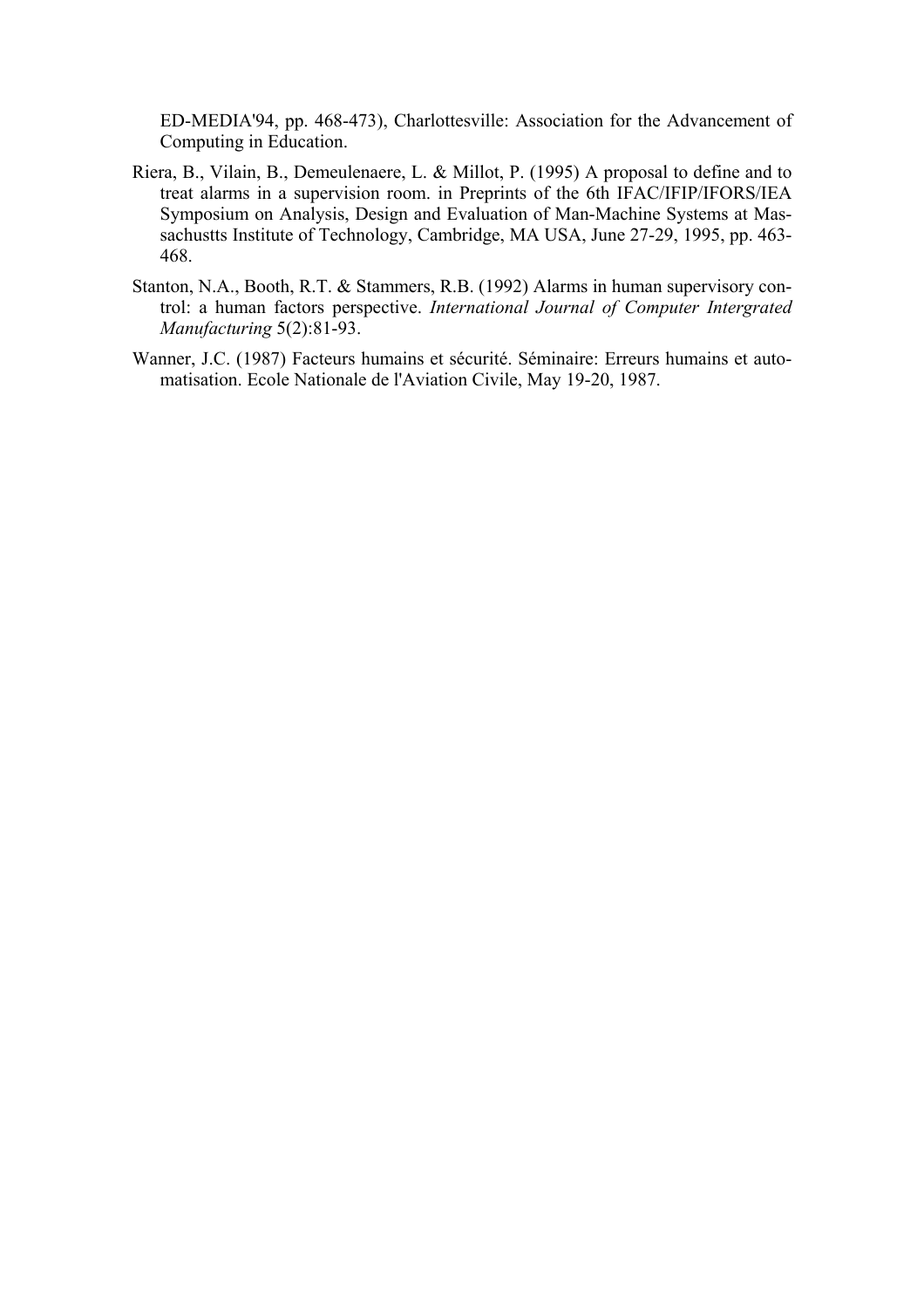ED-MEDIA'94, pp. 468-473), Charlottesville: Association for the Advancement of Computing in Education.

Riera, B., Vilain, B., Demeulenaere, L. & Millot, P. (1995) A proposal to define and to treat alarms in a supervision room. in Preprints of the 6th IFAC/IFIP/IFORS/IEA Symposium on Analysis, Design and Evaluation of Man-Machine Systems at Massachustts Institute of Technology, Cambridge, MA USA, June 27-29, 1995, pp. 463-468.

Stanton, N.A., Booth, R.T. & Stammers, R.B. (1992) Alarms in human supervisory control: a human factors perspective. *International Journal of Computer Intergrated Manufacturing* 5(2):81-93.

Wanner, J.C. (1987) Facteurs humains et sécurité. Séminaire: Erreurs humains et automatisation. Ecole Nationale de l'Aviation Civile, May 19-20, 1987.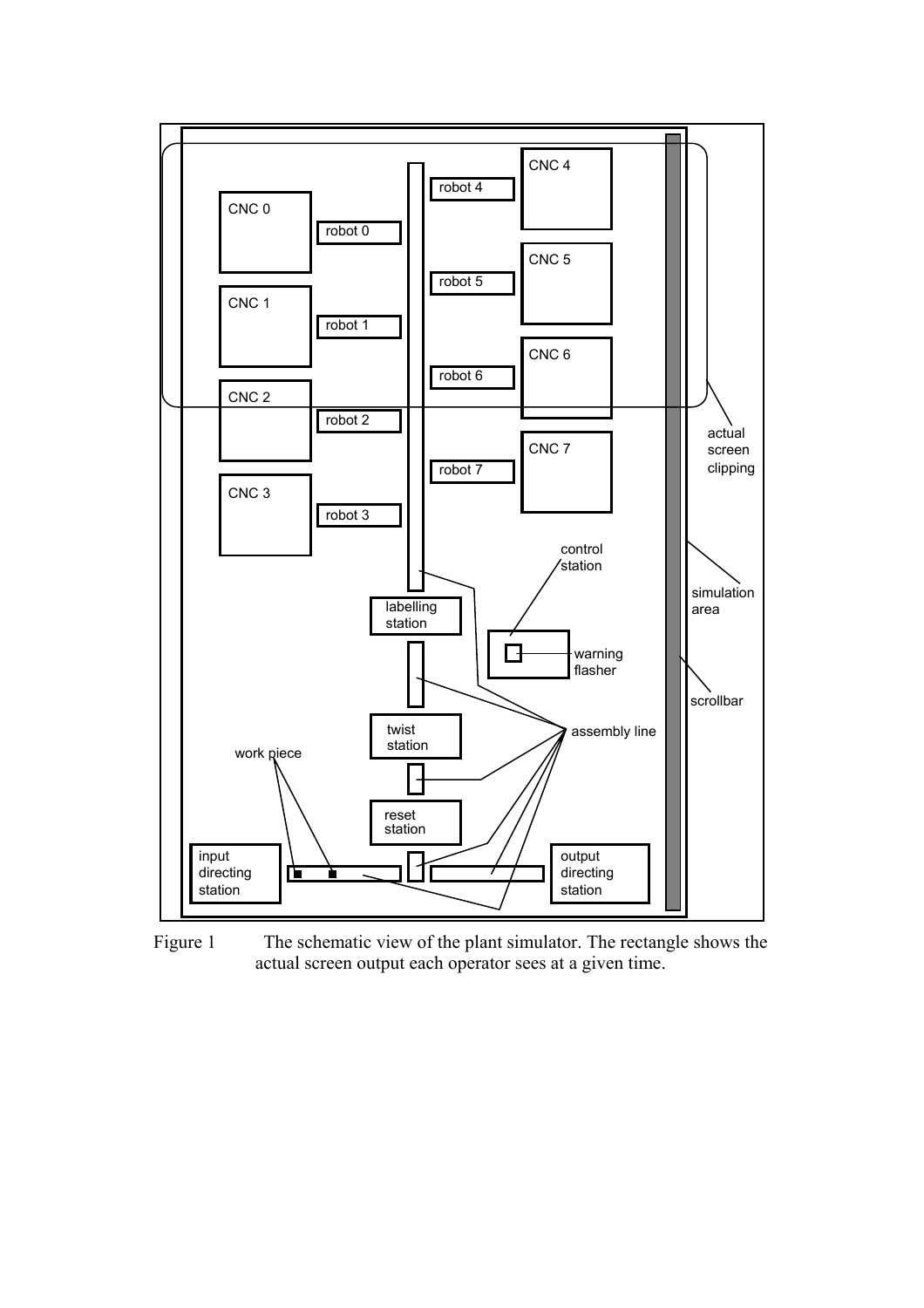Figure 1 The schematic view of the plant simulator. The rectangle shows the actual screen output each operator sees at a given time.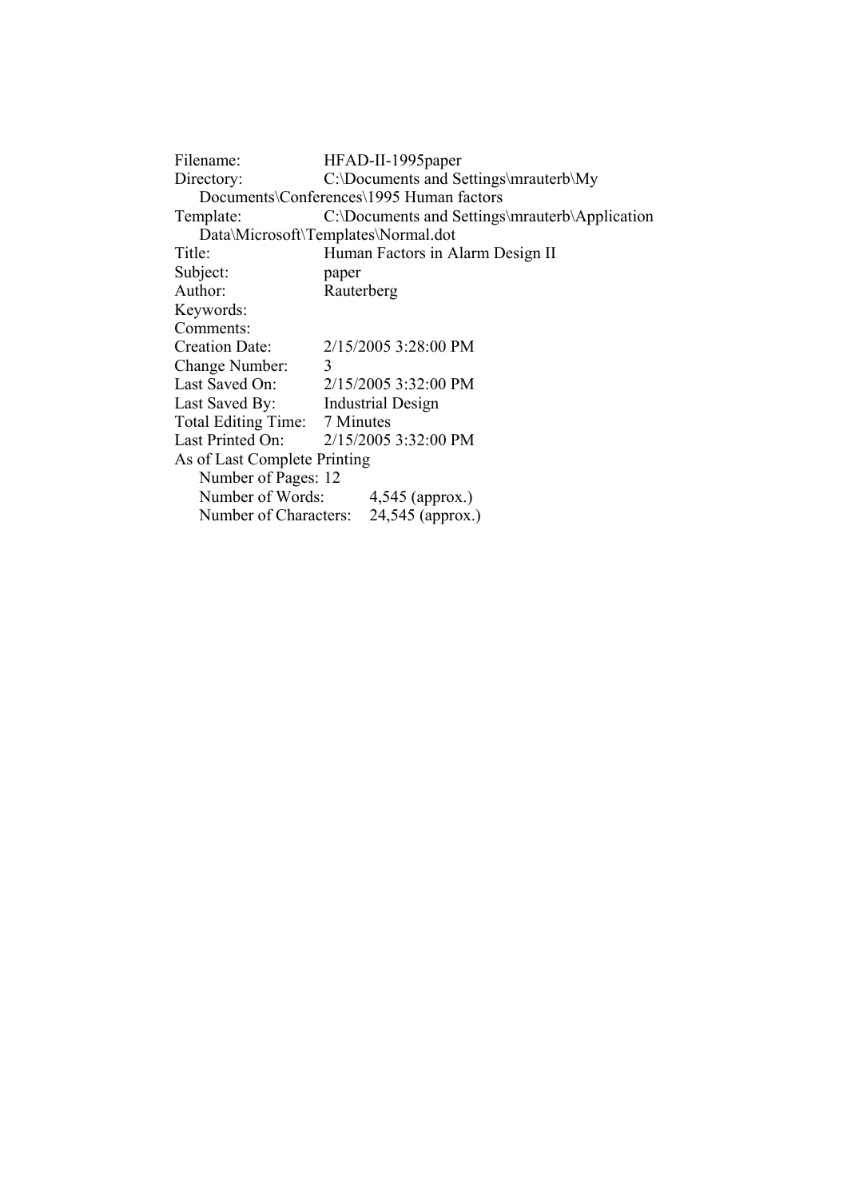Filename: HFAD-II-1995paper
Directory: C:\Documents and Settings\mrauterb\My Documents\Conferences\1995 Human factors
Template: C:\Documents and Settings\mrauterb\Application Data\Microsoft\Templates\Normal.dot
Title: Human Factors in Alarm Design II
Subject: paper
Author: Rauterberg
Keywords:
Comments:
Creation Date: 2/15/2005 3:28:00 PM
Change Number: 3
Last Saved On: 2/15/2005 3:32:00 PM
Last Saved By: Industrial Design
Total Editing Time: 7 Minutes
Last Printed On: 2/15/2005 3:32:00 PM
As of Last Complete Printing
Number of Pages: 12
Number of Words: 4,545 (approx.)
Number of Characters: 24,545 (approx.)